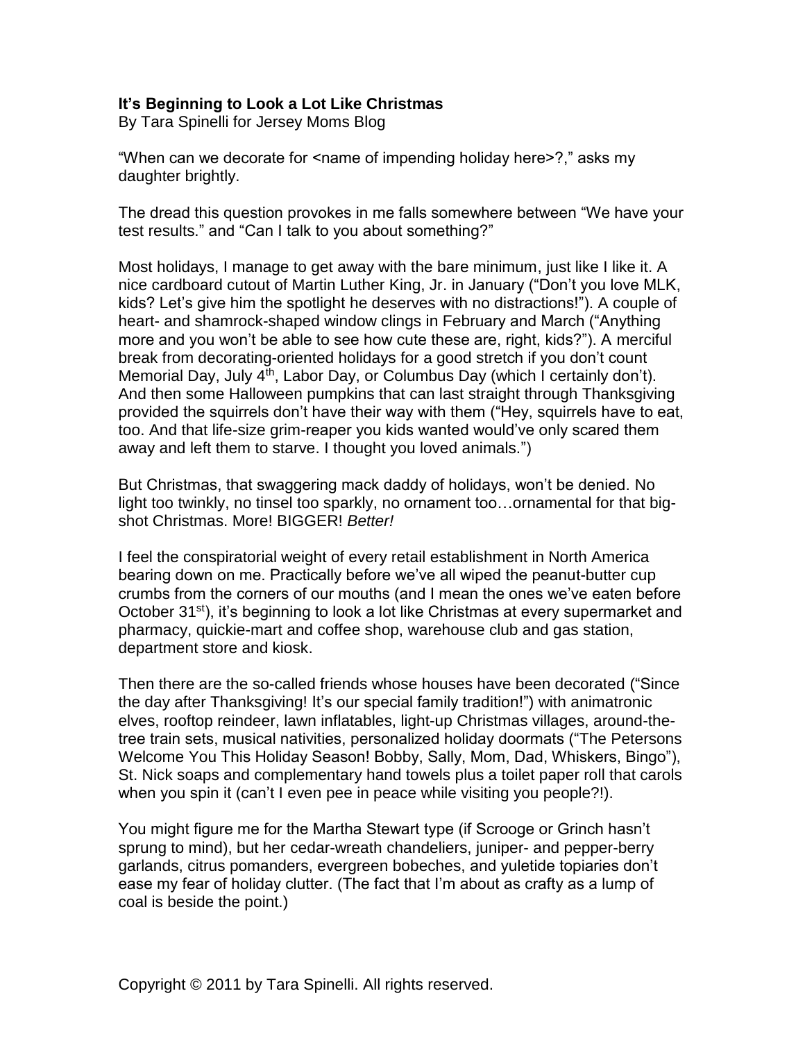**It's Beginning to Look a Lot Like Christmas**
By Tara Spinelli for Jersey Moms Blog

"When can we decorate for <name of impending holiday here>?," asks my daughter brightly.

The dread this question provokes in me falls somewhere between "We have your test results." and "Can I talk to you about something?"

Most holidays, I manage to get away with the bare minimum, just like I like it. A nice cardboard cutout of Martin Luther King, Jr. in January ("Don't you love MLK, kids? Let's give him the spotlight he deserves with no distractions!"). A couple of heart- and shamrock-shaped window clings in February and March ("Anything more and you won't be able to see how cute these are, right, kids?"). A merciful break from decorating-oriented holidays for a good stretch if you don't count Memorial Day, July 4th, Labor Day, or Columbus Day (which I certainly don't). And then some Halloween pumpkins that can last straight through Thanksgiving provided the squirrels don't have their way with them ("Hey, squirrels have to eat, too. And that life-size grim-reaper you kids wanted would've only scared them away and left them to starve. I thought you loved animals.")

But Christmas, that swaggering mack daddy of holidays, won't be denied. No light too twinkly, no tinsel too sparkly, no ornament too…ornamental for that big-shot Christmas. More! BIGGER! *Better!*

I feel the conspiratorial weight of every retail establishment in North America bearing down on me. Practically before we've all wiped the peanut-butter cup crumbs from the corners of our mouths (and I mean the ones we've eaten before October 31st), it's beginning to look a lot like Christmas at every supermarket and pharmacy, quickie-mart and coffee shop, warehouse club and gas station, department store and kiosk.

Then there are the so-called friends whose houses have been decorated ("Since the day after Thanksgiving! It's our special family tradition!") with animatronic elves, rooftop reindeer, lawn inflatables, light-up Christmas villages, around-the-tree train sets, musical nativities, personalized holiday doormats ("The Petersons Welcome You This Holiday Season! Bobby, Sally, Mom, Dad, Whiskers, Bingo"), St. Nick soaps and complementary hand towels plus a toilet paper roll that carols when you spin it (can't I even pee in peace while visiting you people?!).

You might figure me for the Martha Stewart type (if Scrooge or Grinch hasn't sprung to mind), but her cedar-wreath chandeliers, juniper- and pepper-berry garlands, citrus pomanders, evergreen bobeches, and yuletide topiaries don't ease my fear of holiday clutter. (The fact that I'm about as crafty as a lump of coal is beside the point.)

Copyright © 2011 by Tara Spinelli. All rights reserved.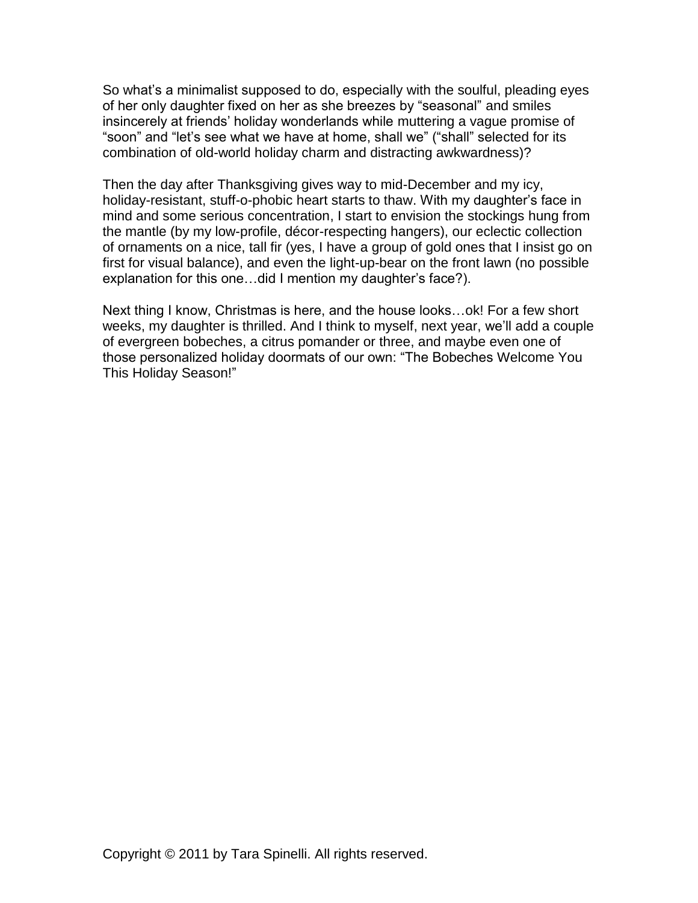So what's a minimalist supposed to do, especially with the soulful, pleading eyes of her only daughter fixed on her as she breezes by "seasonal" and smiles insincerely at friends' holiday wonderlands while muttering a vague promise of "soon" and "let's see what we have at home, shall we" ("shall" selected for its combination of old-world holiday charm and distracting awkwardness)?

Then the day after Thanksgiving gives way to mid-December and my icy, holiday-resistant, stuff-o-phobic heart starts to thaw. With my daughter's face in mind and some serious concentration, I start to envision the stockings hung from the mantle (by my low-profile, décor-respecting hangers), our eclectic collection of ornaments on a nice, tall fir (yes, I have a group of gold ones that I insist go on first for visual balance), and even the light-up-bear on the front lawn (no possible explanation for this one…did I mention my daughter's face?).

Next thing I know, Christmas is here, and the house looks…ok! For a few short weeks, my daughter is thrilled. And I think to myself, next year, we'll add a couple of evergreen bobeches, a citrus pomander or three, and maybe even one of those personalized holiday doormats of our own: "The Bobeches Welcome You This Holiday Season!"

Copyright © 2011 by Tara Spinelli. All rights reserved.